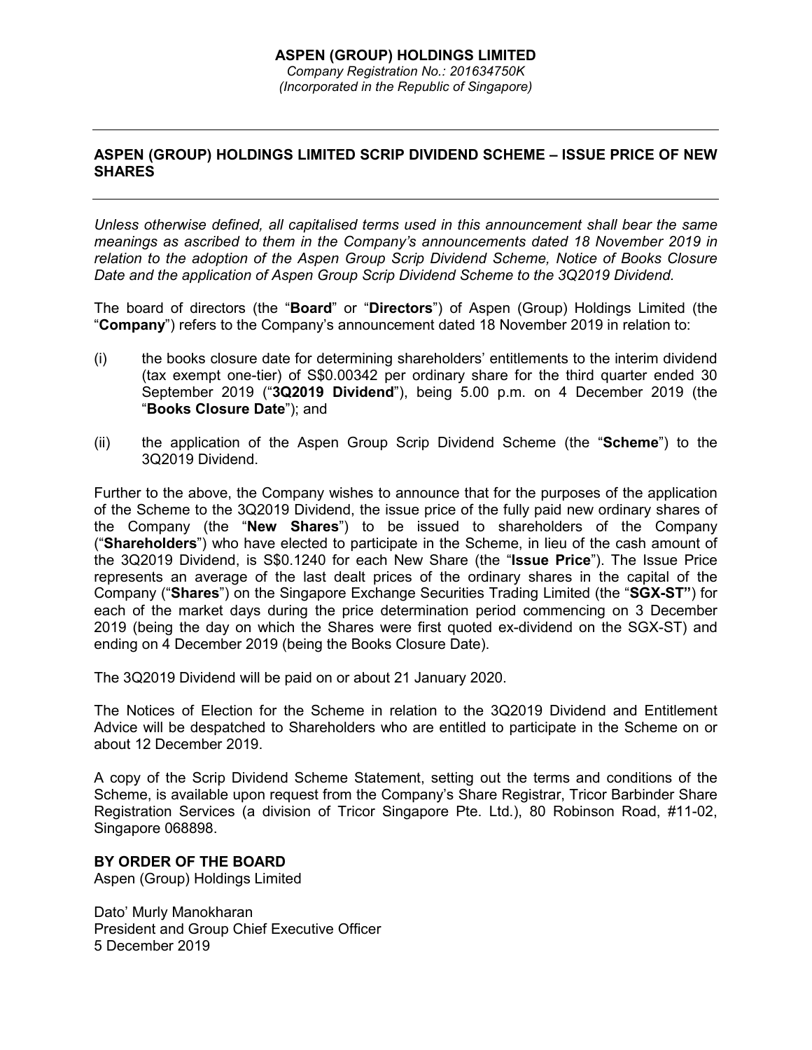# ASPEN (GROUP) HOLDINGS LIMITED

*Company Registration No.: 201634750K*
*(Incorporated in the Republic of Singapore)*

---

## ASPEN (GROUP) HOLDINGS LIMITED SCRIP DIVIDEND SCHEME – ISSUE PRICE OF NEW SHARES

---

*Unless otherwise defined, all capitalised terms used in this announcement shall bear the same meanings as ascribed to them in the Company's announcements dated 18 November 2019 in relation to the adoption of the Aspen Group Scrip Dividend Scheme, Notice of Books Closure Date and the application of Aspen Group Scrip Dividend Scheme to the 3Q2019 Dividend.*

The board of directors (the "**Board**" or "**Directors**") of Aspen (Group) Holdings Limited (the "**Company**") refers to the Company's announcement dated 18 November 2019 in relation to:

(i) the books closure date for determining shareholders' entitlements to the interim dividend (tax exempt one-tier) of S$0.00342 per ordinary share for the third quarter ended 30 September 2019 ("**3Q2019 Dividend**"), being 5.00 p.m. on 4 December 2019 (the "**Books Closure Date**"); and

(ii) the application of the Aspen Group Scrip Dividend Scheme (the "**Scheme**") to the 3Q2019 Dividend.

Further to the above, the Company wishes to announce that for the purposes of the application of the Scheme to the 3Q2019 Dividend, the issue price of the fully paid new ordinary shares of the Company (the "**New Shares**") to be issued to shareholders of the Company ("**Shareholders**") who have elected to participate in the Scheme, in lieu of the cash amount of the 3Q2019 Dividend, is S$0.1240 for each New Share (the "**Issue Price**"). The Issue Price represents an average of the last dealt prices of the ordinary shares in the capital of the Company ("**Shares**") on the Singapore Exchange Securities Trading Limited (the "**SGX-ST"**) for each of the market days during the price determination period commencing on 3 December 2019 (being the day on which the Shares were first quoted ex-dividend on the SGX-ST) and ending on 4 December 2019 (being the Books Closure Date).

The 3Q2019 Dividend will be paid on or about 21 January 2020.

The Notices of Election for the Scheme in relation to the 3Q2019 Dividend and Entitlement Advice will be despatched to Shareholders who are entitled to participate in the Scheme on or about 12 December 2019.

A copy of the Scrip Dividend Scheme Statement, setting out the terms and conditions of the Scheme, is available upon request from the Company's Share Registrar, Tricor Barbinder Share Registration Services (a division of Tricor Singapore Pte. Ltd.), 80 Robinson Road, #11-02, Singapore 068898.

**BY ORDER OF THE BOARD**
Aspen (Group) Holdings Limited

Dato' Murly Manokharan
President and Group Chief Executive Officer
5 December 2019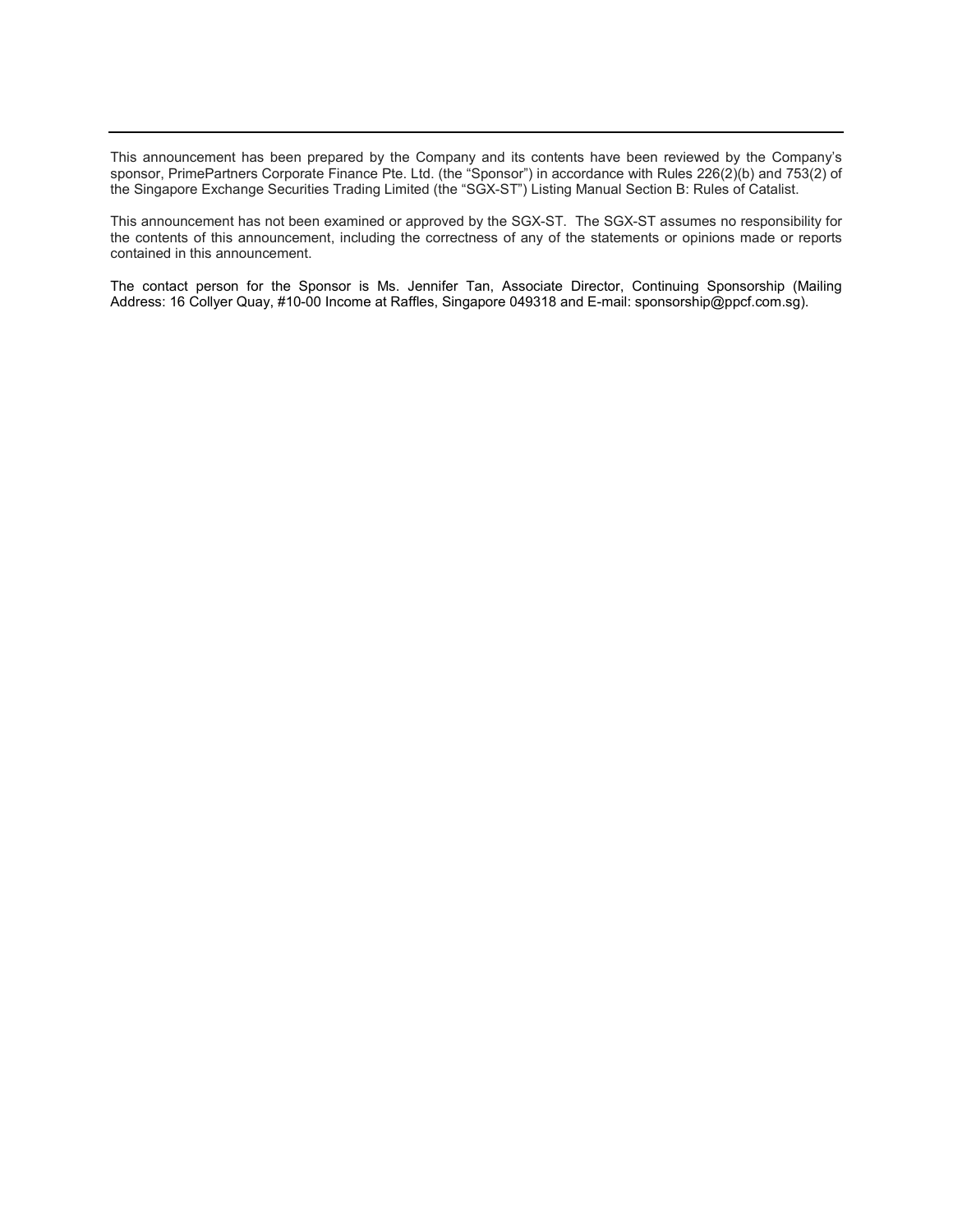---

This announcement has been prepared by the Company and its contents have been reviewed by the Company's sponsor, PrimePartners Corporate Finance Pte. Ltd. (the "Sponsor") in accordance with Rules 226(2)(b) and 753(2) of the Singapore Exchange Securities Trading Limited (the "SGX-ST") Listing Manual Section B: Rules of Catalist.

This announcement has not been examined or approved by the SGX-ST. The SGX-ST assumes no responsibility for the contents of this announcement, including the correctness of any of the statements or opinions made or reports contained in this announcement.

The contact person for the Sponsor is Ms. Jennifer Tan, Associate Director, Continuing Sponsorship (Mailing Address: 16 Collyer Quay, #10-00 Income at Raffles, Singapore 049318 and E-mail: sponsorship@ppcf.com.sg).